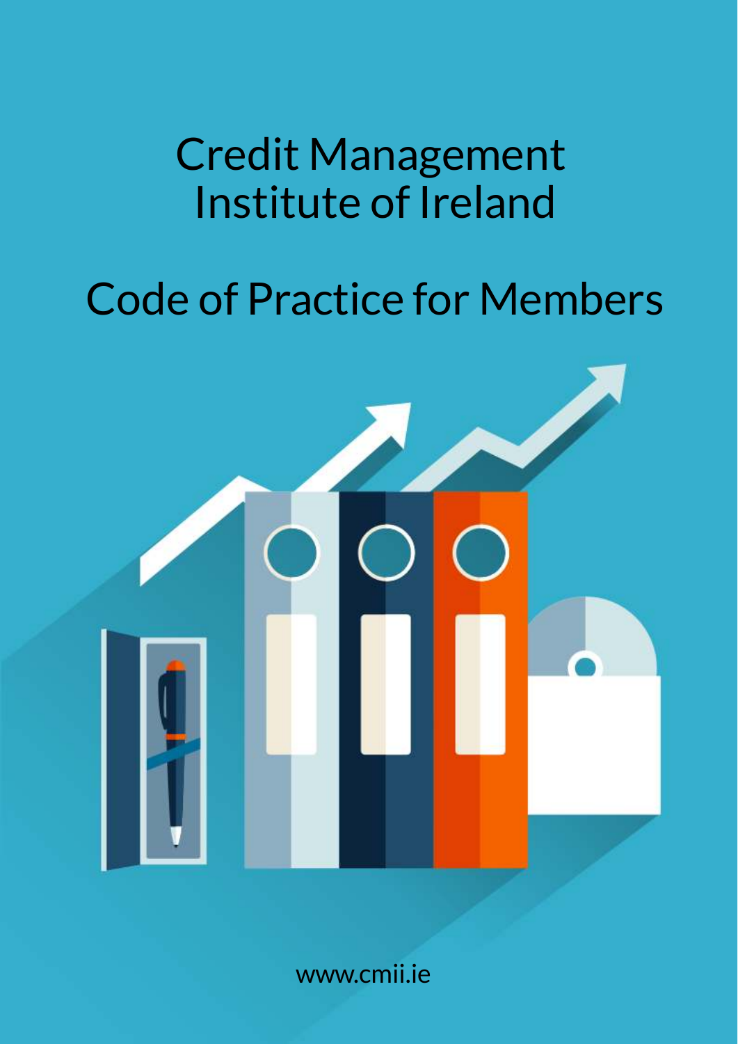# Credit Management Institute of Ireland

# Code of Practice for Members

www.cmii.ie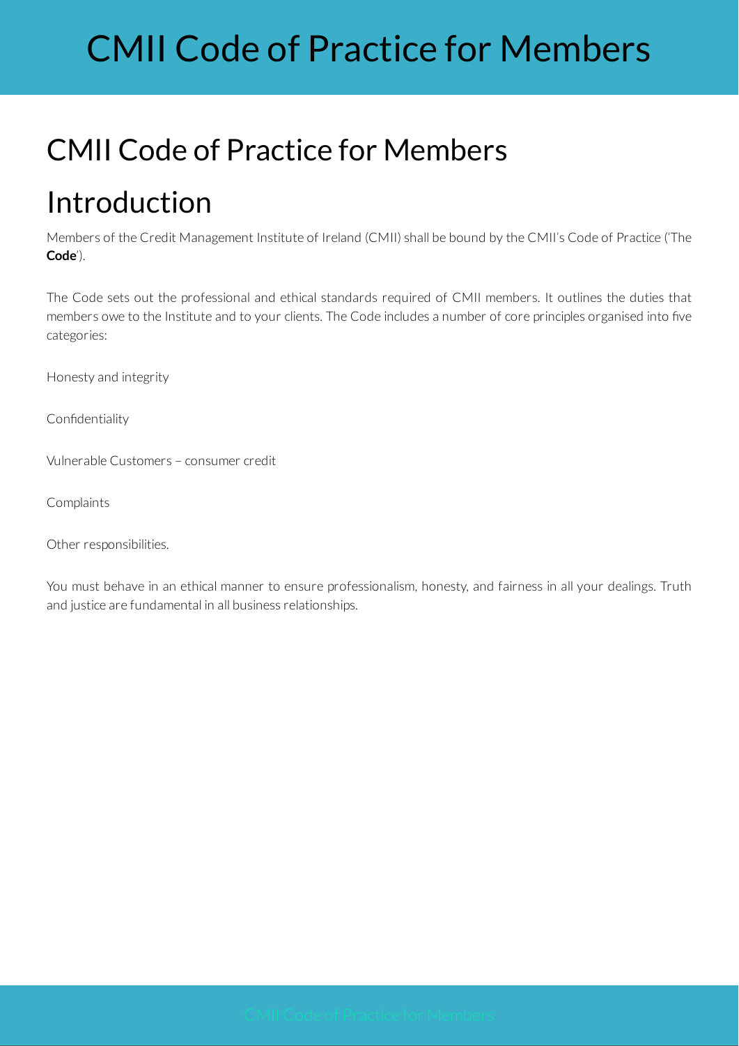# CMII Code of Practice for Members

## Introduction

Members of the Credit Management Institute of Ireland (CMII) shall be bound by the CMII's Code of Practice ('The **Code**').

The Code sets out the professional and ethical standards required of CMII members. It outlines the duties that members owe to the Institute and to your clients. The Code includes a number of core principles organised into five categories:

Honesty and integrity

Confidentiality

Vulnerable Customers – consumer credit

Complaints

Other responsibilities.

You must behave in an ethical manner to ensure professionalism, honesty, and fairness in all your dealings. Truth and justice are fundamental in all business relationships.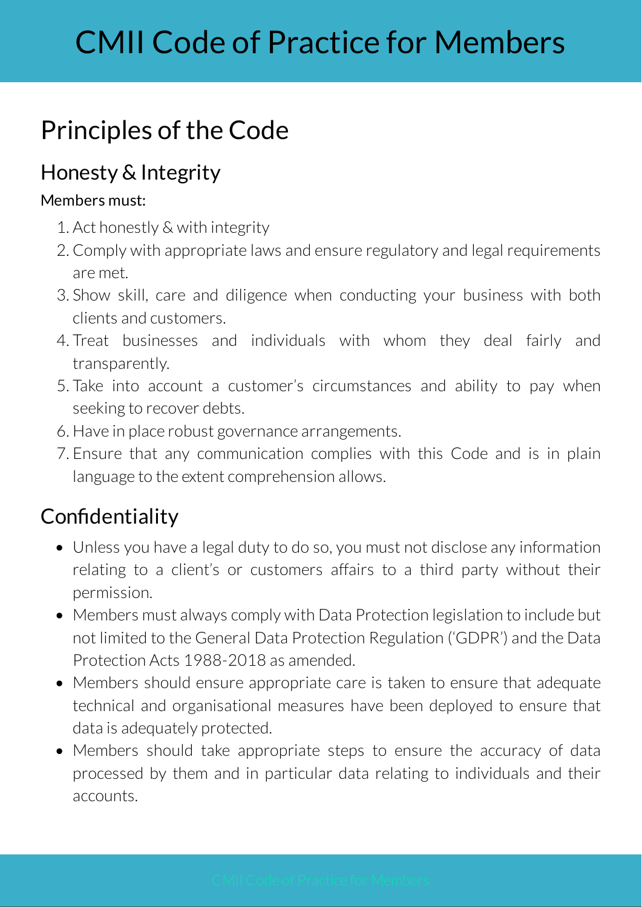# CMII Code of Practice for Members

## Principles of the Code

### Honesty & Integrity

Members must:

1. Act honestly & with integrity
2. Comply with appropriate laws and ensure regulatory and legal requirements are met.
3. Show skill, care and diligence when conducting your business with both clients and customers.
4. Treat businesses and individuals with whom they deal fairly and transparently.
5. Take into account a customer's circumstances and ability to pay when seeking to recover debts.
6. Have in place robust governance arrangements.
7. Ensure that any communication complies with this Code and is in plain language to the extent comprehension allows.

### Confidentiality

- Unless you have a legal duty to do so, you must not disclose any information relating to a client's or customers affairs to a third party without their permission.
- Members must always comply with Data Protection legislation to include but not limited to the General Data Protection Regulation ('GDPR') and the Data Protection Acts 1988-2018 as amended.
- Members should ensure appropriate care is taken to ensure that adequate technical and organisational measures have been deployed to ensure that data is adequately protected.
- Members should take appropriate steps to ensure the accuracy of data processed by them and in particular data relating to individuals and their accounts.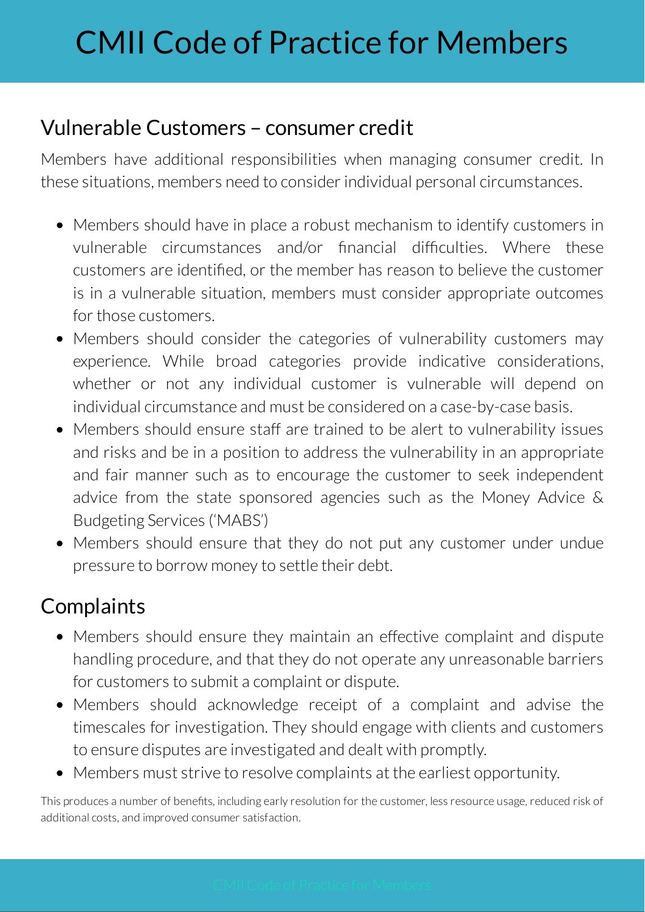## Vulnerable Customers – consumer credit

Members have additional responsibilities when managing consumer credit. In these situations, members need to consider individual personal circumstances.

- Members should have in place a robust mechanism to identify customers in vulnerable circumstances and/or financial difficulties. Where these customers are identified, or the member has reason to believe the customer is in a vulnerable situation, members must consider appropriate outcomes for those customers.
- Members should consider the categories of vulnerability customers may experience. While broad categories provide indicative considerations, whether or not any individual customer is vulnerable will depend on individual circumstance and must be considered on a case-by-case basis.
- Members should ensure staff are trained to be alert to vulnerability issues and risks and be in a position to address the vulnerability in an appropriate and fair manner such as to encourage the customer to seek independent advice from the state sponsored agencies such as the Money Advice & Budgeting Services ('MABS')
- Members should ensure that they do not put any customer under undue pressure to borrow money to settle their debt.

## Complaints

- Members should ensure they maintain an effective complaint and dispute handling procedure, and that they do not operate any unreasonable barriers for customers to submit a complaint or dispute.
- Members should acknowledge receipt of a complaint and advise the timescales for investigation. They should engage with clients and customers to ensure disputes are investigated and dealt with promptly.
- Members must strive to resolve complaints at the earliest opportunity.

This produces a number of benefits, including early resolution for the customer, less resource usage, reduced risk of additional costs, and improved consumer satisfaction.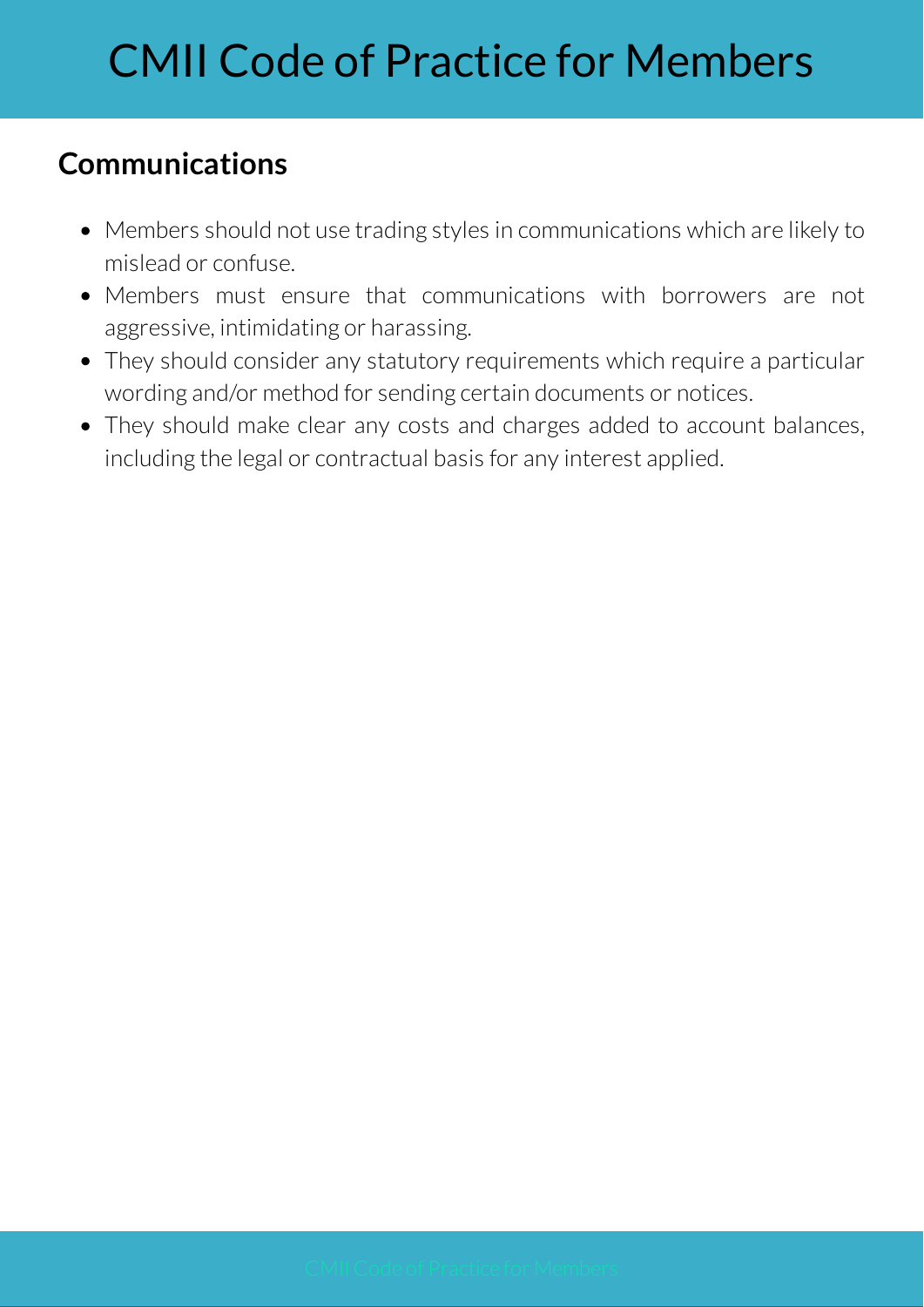## Communications

- Members should not use trading styles in communications which are likely to mislead or confuse.
- Members must ensure that communications with borrowers are not aggressive, intimidating or harassing.
- They should consider any statutory requirements which require a particular wording and/or method for sending certain documents or notices.
- They should make clear any costs and charges added to account balances, including the legal or contractual basis for any interest applied.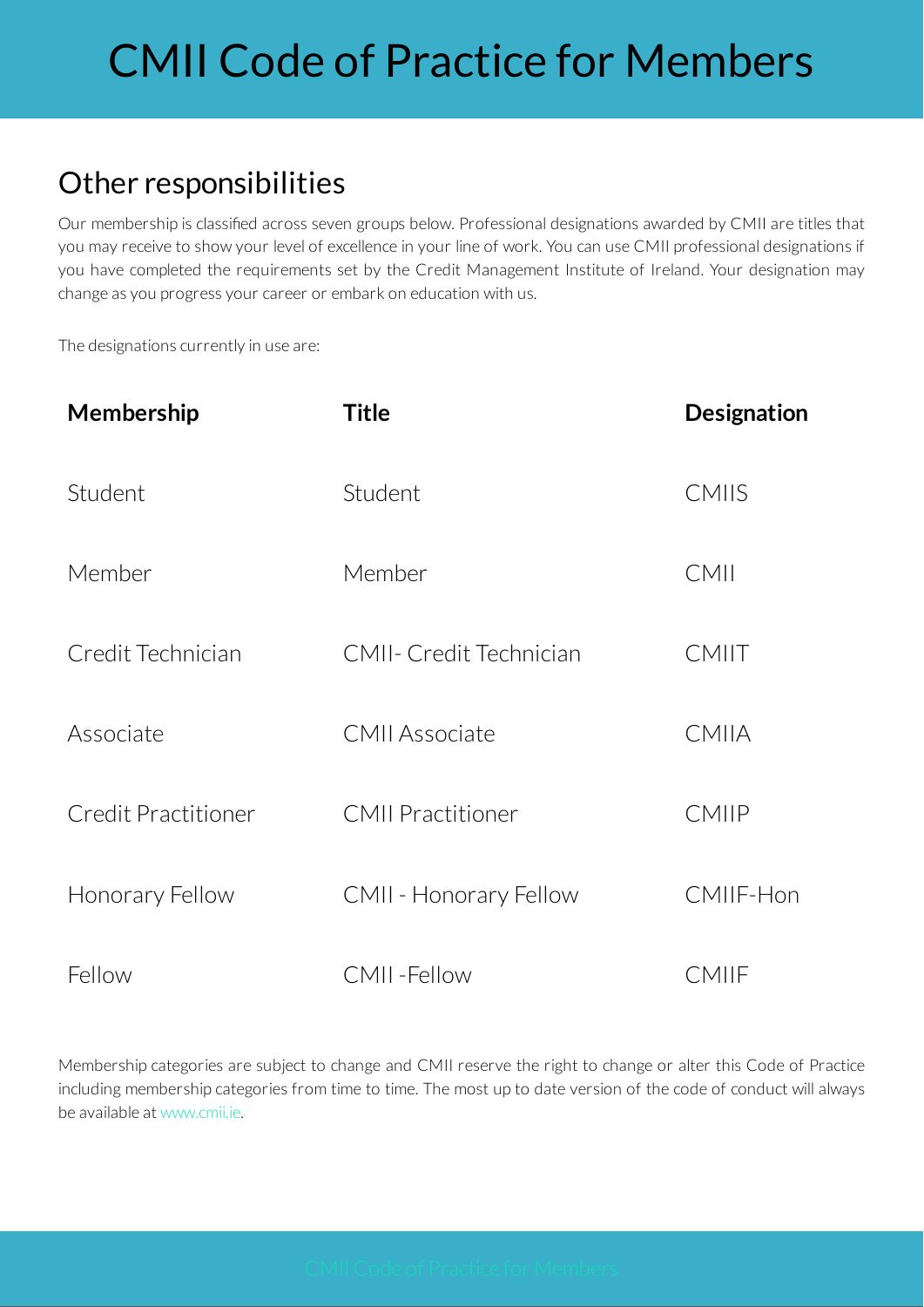## Other responsibilities

Our membership is classified across seven groups below. Professional designations awarded by CMII are titles that you may receive to show your level of excellence in your line of work. You can use CMII professional designations if you have completed the requirements set by the Credit Management Institute of Ireland. Your designation may change as you progress your career or embark on education with us.

The designations currently in use are:

| Membership | Title | Designation |
|---|---|---|
| Student | Student | CMIIS |
| Member | Member | CMII |
| Credit Technician | CMII- Credit Technician | CMIIT |
| Associate | CMII Associate | CMIIA |
| Credit Practitioner | CMII Practitioner | CMIIP |
| Honorary Fellow | CMII - Honorary Fellow | CMIIF-Hon |
| Fellow | CMII -Fellow | CMIIF |

Membership categories are subject to change and CMII reserve the right to change or alter this Code of Practice including membership categories from time to time. The most up to date version of the code of conduct will always be available at www.cmii.ie.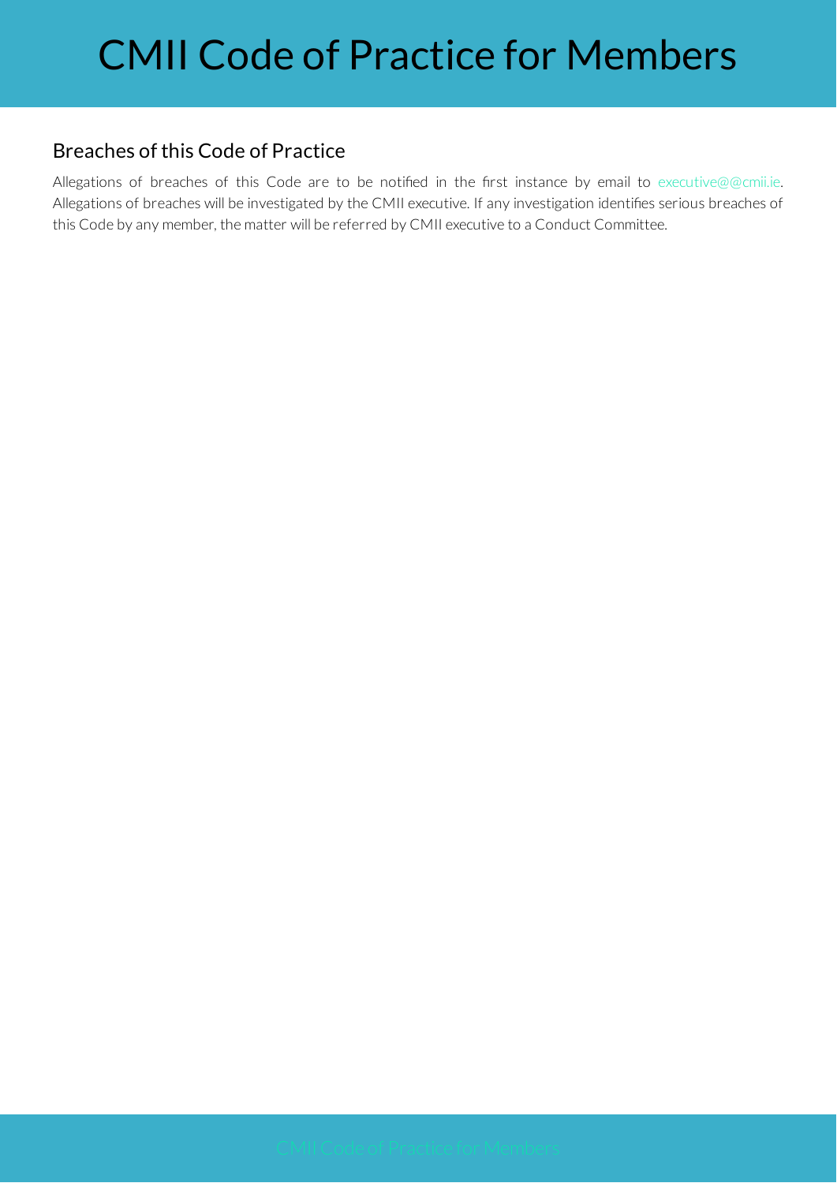## Breaches of this Code of Practice

Allegations of breaches of this Code are to be notified in the first instance by email to executive@@cmii.ie. Allegations of breaches will be investigated by the CMII executive. If any investigation identifies serious breaches of this Code by any member, the matter will be referred by CMII executive to a Conduct Committee.